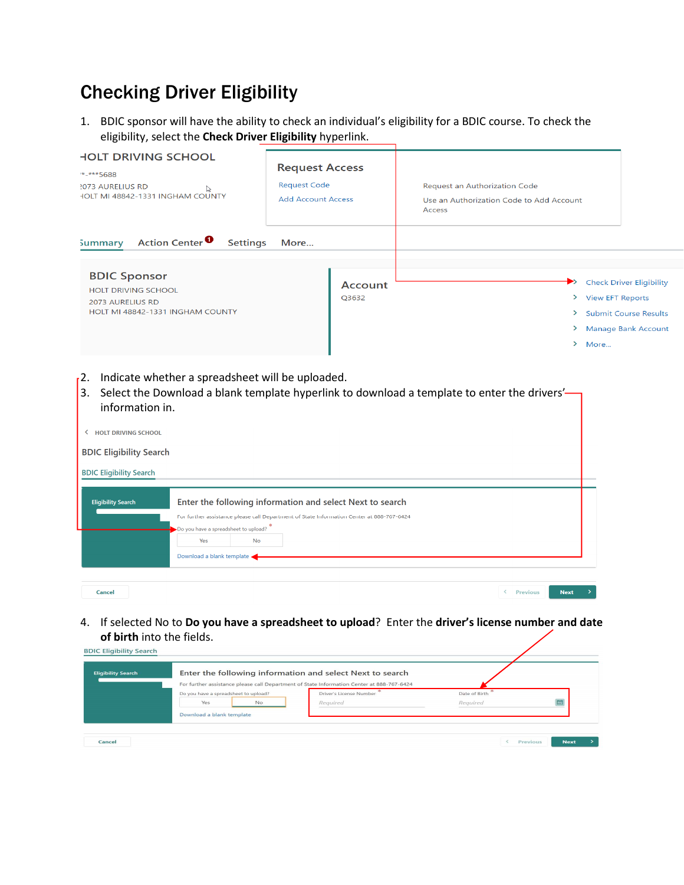# Checking Driver Eligibility

1. BDIC sponsor will have the ability to check an individual's eligibility for a BDIC course. To check the eligibility, select the **Check Driver Eligibility** hyperlink.

HOLT DRIVING SCHOOL

**-***5688

2073 AURELIUS RD

HOLT MI 48842-1331 INGHAM COUNTY

Request Access

Request Code — Request an Authorization Code

Add Account Access — Use an Authorization Code to Add Account Access

Summary | Action Center | Settings | More...

BDIC Sponsor

HOLT DRIVING SCHOOL

2073 AURELIUS RD

HOLT MI 48842-1331 INGHAM COUNTY

Account

Q3632

- Check Driver Eligibility
- View EFT Reports
- Submit Course Results
- Manage Bank Account
- More...

2. Indicate whether a spreadsheet will be uploaded.
3. Select the Download a blank template hyperlink to download a template to enter the drivers' information in.

HOLT DRIVING SCHOOL

BDIC Eligibility Search

BDIC Eligibility Search

Eligibility Search

Enter the following information and select Next to search

For further assistance please call Department of State Information Center at 888-767-6424

Do you have a spreadsheet to upload? *

Yes | No

Download a blank template

Cancel | Previous | Next

4. If selected No to **Do you have a spreadsheet to upload**? Enter the **driver's license number and date of birth** into the fields.

BDIC Eligibility Search

Eligibility Search

Enter the following information and select Next to search

For further assistance please call Department of State Information Center at 888-767-6424

Do you have a spreadsheet to upload?

Yes | No

Driver's License Number * — Required

Date of Birth * — Required

Download a blank template

Cancel | Previous | Next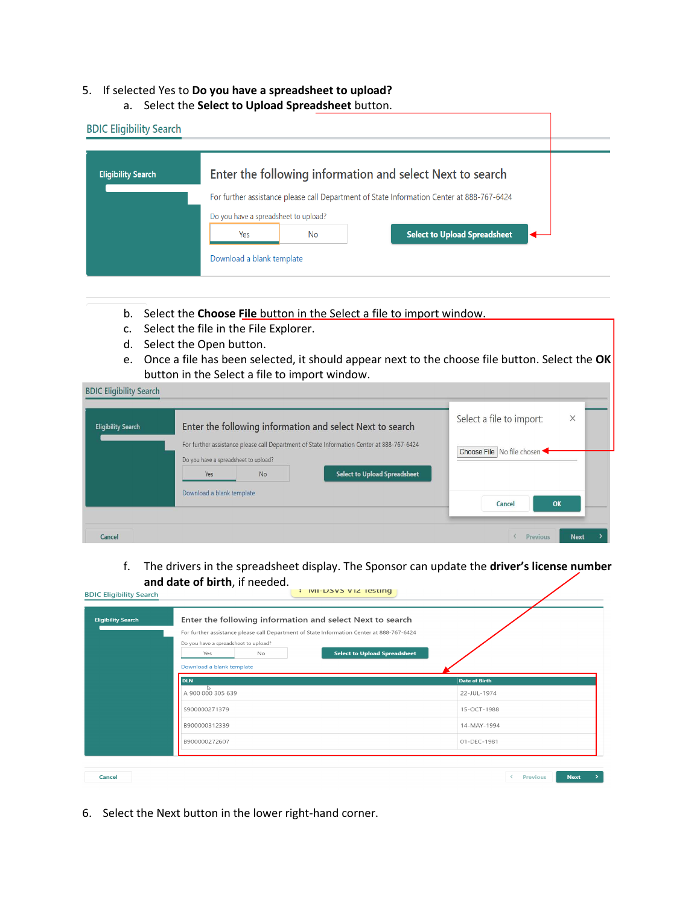5. If selected Yes to **Do you have a spreadsheet to upload?**
   a. Select the **Select to Upload Spreadsheet** button.

BDIC Eligibility Search

Eligibility Search

Enter the following information and select Next to search

For further assistance please call Department of State Information Center at 888-767-6424

Do you have a spreadsheet to upload?

Yes | No | Select to Upload Spreadsheet

Download a blank template

   b. Select the **Choose File** button in the Select a file to import window.
   c. Select the file in the File Explorer.
   d. Select the Open button.
   e. Once a file has been selected, it should appear next to the choose file button. Select the **OK** button in the Select a file to import window.

BDIC Eligibility Search

Eligibility Search

Enter the following information and select Next to search

For further assistance please call Department of State Information Center at 888-767-6424

Do you have a spreadsheet to upload?

Yes | No | Select to Upload Spreadsheet

Download a blank template

Select a file to import:

Choose File No file chosen

Cancel | OK

Cancel | Previous | Next

   f. The drivers in the spreadsheet display. The Sponsor can update the **driver's license number and date of birth**, if needed.

BDIC Eligibility Search

Eligibility Search

Enter the following information and select Next to search

For further assistance please call Department of State Information Center at 888-767-6424

Do you have a spreadsheet to upload?

Yes | No | Select to Upload Spreadsheet

Download a blank template

| DLN | Date of Birth |
|---|---|
| A 900 000 305 639 | 22-JUL-1974 |
| S900000271379 | 15-OCT-1988 |
| B900000312339 | 14-MAY-1994 |
| B900000272607 | 01-DEC-1981 |

Cancel | Previous | Next

6. Select the Next button in the lower right-hand corner.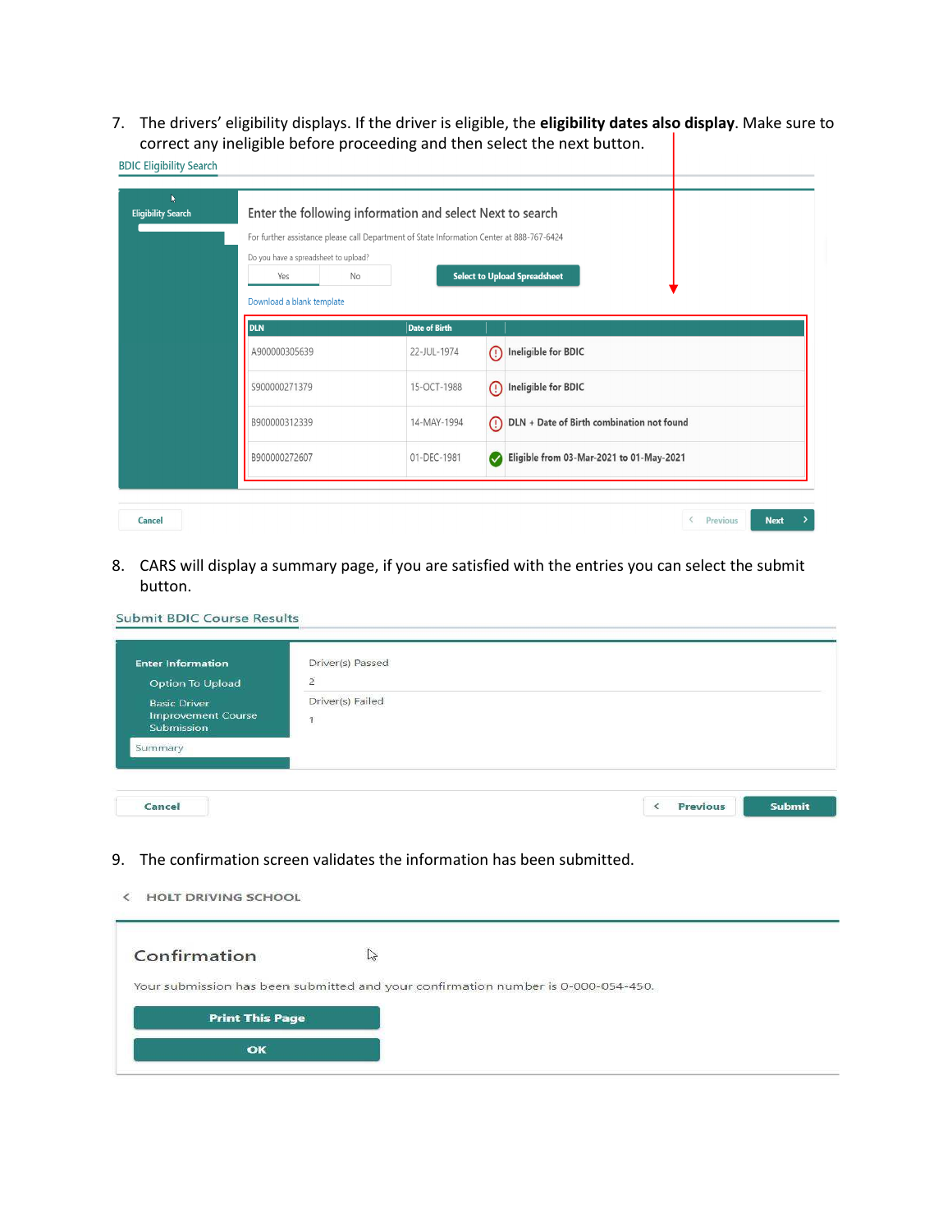7. The drivers' eligibility displays. If the driver is eligible, the **eligibility dates also display**. Make sure to correct any ineligible before proceeding and then select the next button.

BDIC Eligibility Search

Eligibility Search

Enter the following information and select Next to search

For further assistance please call Department of State Information Center at 888-767-6424

Do you have a spreadsheet to upload?

Yes No

Select to Upload Spreadsheet

Download a blank template

| DLN | Date of Birth | | |
|---|---|---|---|
| A900000305639 | 22-JUL-1974 | ! | Ineligible for BDIC |
| S900000271379 | 15-OCT-1988 | ! | Ineligible for BDIC |
| B900000312339 | 14-MAY-1994 | ! | DLN + Date of Birth combination not found |
| B900000272607 | 01-DEC-1981 | ✓ | Eligible from 03-Mar-2021 to 01-May-2021 |

Cancel Previous Next

8. CARS will display a summary page, if you are satisfied with the entries you can select the submit button.

Submit BDIC Course Results

Enter Information

Option To Upload

Basic Driver Improvement Course Submission

Summary

Driver(s) Passed

2

Driver(s) Failed

1

Cancel Previous Submit

9. The confirmation screen validates the information has been submitted.

HOLT DRIVING SCHOOL

Confirmation

Your submission has been submitted and your confirmation number is 0-000-054-450.

Print This Page

OK